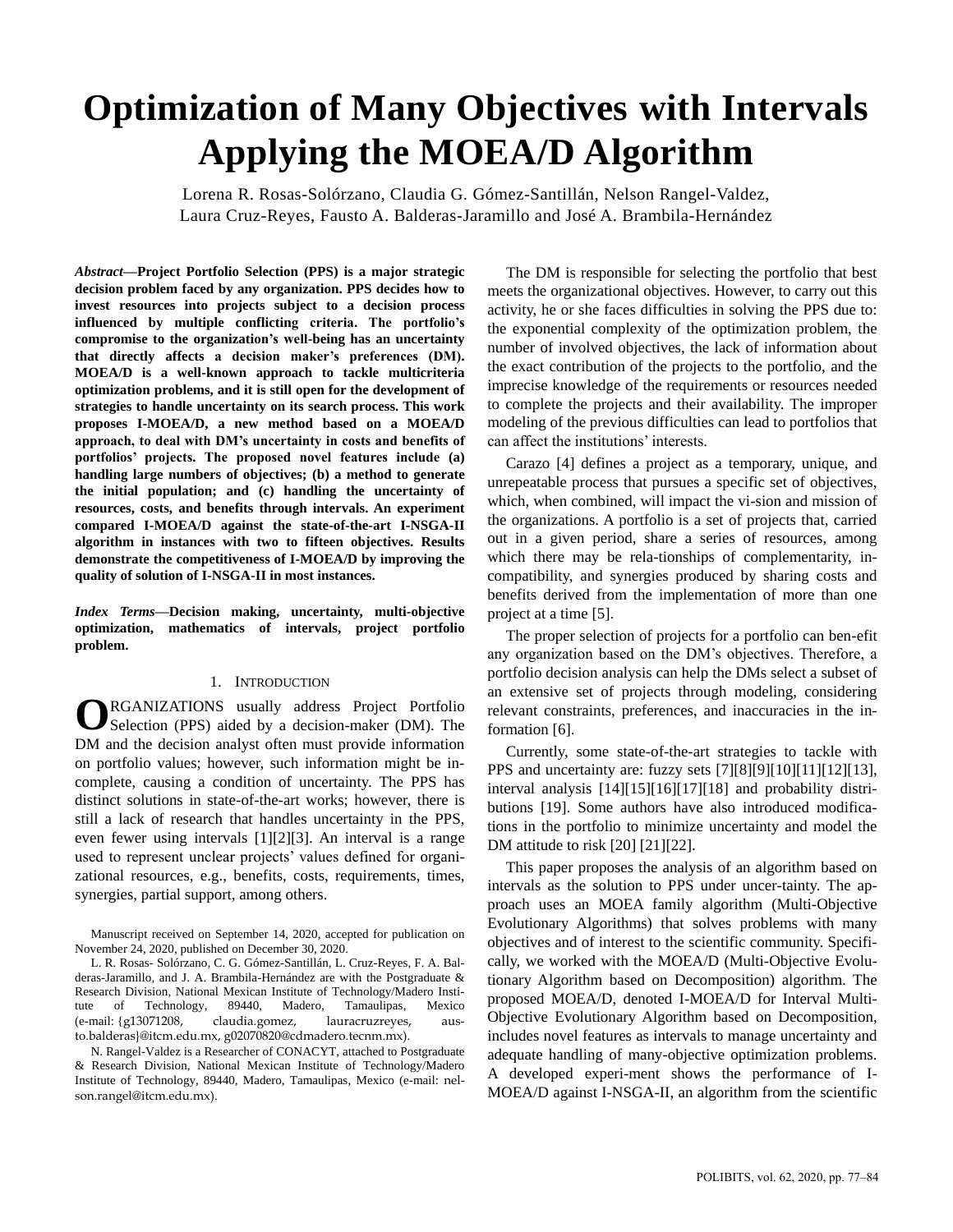# Optimization of Many Objectives with Intervals Applying the MOEA/D Algorithm

Lorena R. Rosas-Solórzano, Claudia G. Gómez-Santillán, Nelson Rangel-Valdez, Laura Cruz-Reyes, Fausto A. Balderas-Jaramillo and José A. Brambila-Hernández

***Abstract*—Project Portfolio Selection (PPS) is a major strategic decision problem faced by any organization. PPS decides how to invest resources into projects subject to a decision process influenced by multiple conflicting criteria. The portfolio's compromise to the organization's well-being has an uncertainty that directly affects a decision maker's preferences (DM). MOEA/D is a well-known approach to tackle multicriteria optimization problems, and it is still open for the development of strategies to handle uncertainty on its search process. This work proposes I-MOEA/D, a new method based on a MOEA/D approach, to deal with DM's uncertainty in costs and benefits of portfolios' projects. The proposed novel features include (a) handling large numbers of objectives; (b) a method to generate the initial population; and (c) handling the uncertainty of resources, costs, and benefits through intervals. An experiment compared I-MOEA/D against the state-of-the-art I-NSGA-II algorithm in instances with two to fifteen objectives. Results demonstrate the competitiveness of I-MOEA/D by improving the quality of solution of I-NSGA-II in most instances.**

***Index Terms*—Decision making, uncertainty, multi-objective optimization, mathematics of intervals, project portfolio problem.**

## 1. Introduction

ORGANIZATIONS usually address Project Portfolio Selection (PPS) aided by a decision-maker (DM). The DM and the decision analyst often must provide information on portfolio values; however, such information might be incomplete, causing a condition of uncertainty. The PPS has distinct solutions in state-of-the-art works; however, there is still a lack of research that handles uncertainty in the PPS, even fewer using intervals [1][2][3]. An interval is a range used to represent unclear projects' values defined for organizational resources, e.g., benefits, costs, requirements, times, synergies, partial support, among others.

Manuscript received on September 14, 2020, accepted for publication on November 24, 2020, published on December 30, 2020.

L. R. Rosas- Solórzano, C. G. Gómez-Santillán, L. Cruz-Reyes, F. A. Balderas-Jaramillo, and J. A. Brambila-Hernández are with the Postgraduate & Research Division, National Mexican Institute of Technology/Madero Institute of Technology, 89440, Madero, Tamaulipas, Mexico (e-mail: {g13071208, claudia.gomez, lauracruzreyes, austo.balderas}@itcm.edu.mx, g02070820@cdmadero.tecnm.mx).

N. Rangel-Valdez is a Researcher of CONACYT, attached to Postgraduate & Research Division, National Mexican Institute of Technology/Madero Institute of Technology, 89440, Madero, Tamaulipas, Mexico (e-mail: nelson.rangel@itcm.edu.mx).

The DM is responsible for selecting the portfolio that best meets the organizational objectives. However, to carry out this activity, he or she faces difficulties in solving the PPS due to: the exponential complexity of the optimization problem, the number of involved objectives, the lack of information about the exact contribution of the projects to the portfolio, and the imprecise knowledge of the requirements or resources needed to complete the projects and their availability. The improper modeling of the previous difficulties can lead to portfolios that can affect the institutions' interests.

Carazo [4] defines a project as a temporary, unique, and unrepeatable process that pursues a specific set of objectives, which, when combined, will impact the vi-sion and mission of the organizations. A portfolio is a set of projects that, carried out in a given period, share a series of resources, among which there may be rela-tionships of complementarity, in-compatibility, and synergies produced by sharing costs and benefits derived from the implementation of more than one project at a time [5].

The proper selection of projects for a portfolio can ben-efit any organization based on the DM's objectives. Therefore, a portfolio decision analysis can help the DMs select a subset of an extensive set of projects through modeling, considering relevant constraints, preferences, and inaccuracies in the in-formation [6].

Currently, some state-of-the-art strategies to tackle with PPS and uncertainty are: fuzzy sets [7][8][9][10][11][12][13], interval analysis [14][15][16][17][18] and probability distributions [19]. Some authors have also introduced modifications in the portfolio to minimize uncertainty and model the DM attitude to risk [20] [21][22].

This paper proposes the analysis of an algorithm based on intervals as the solution to PPS under uncer-tainty. The approach uses an MOEA family algorithm (Multi-Objective Evolutionary Algorithms) that solves problems with many objectives and of interest to the scientific community. Specifically, we worked with the MOEA/D (Multi-Objective Evolutionary Algorithm based on Decomposition) algorithm. The proposed MOEA/D, denoted I-MOEA/D for Interval Multi-Objective Evolutionary Algorithm based on Decomposition, includes novel features as intervals to manage uncertainty and adequate handling of many-objective optimization problems. A developed experi-ment shows the performance of I-MOEA/D against I-NSGA-II, an algorithm from the scientific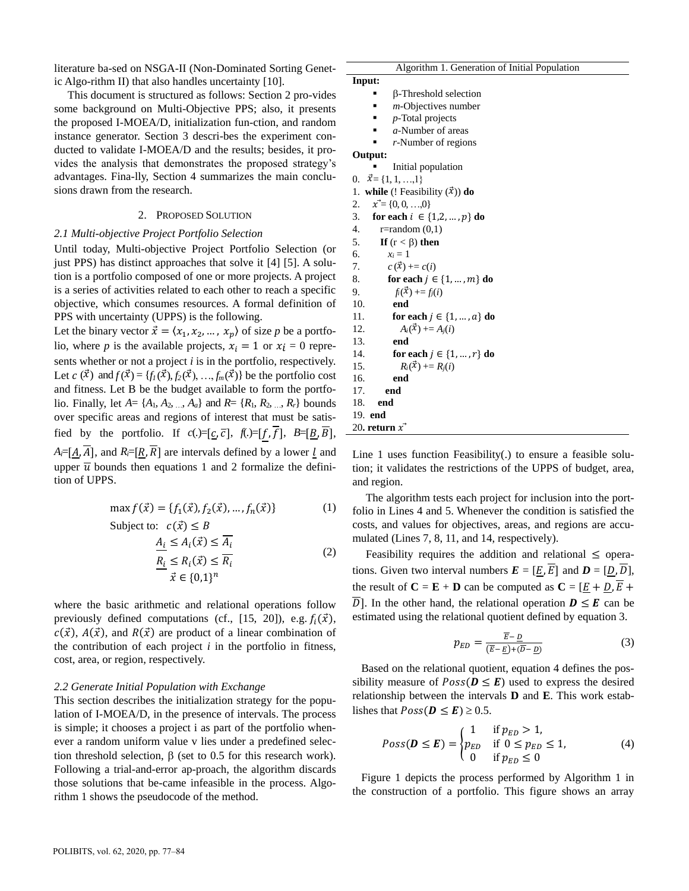literature ba-sed on NSGA-II (Non-Dominated Sorting Genetic Algo-rithm II) that also handles uncertainty [10].

This document is structured as follows: Section 2 pro-vides some background on Multi-Objective PPS; also, it presents the proposed I-MOEA/D, initialization fun-ction, and random instance generator. Section 3 descri-bes the experiment conducted to validate I-MOEA/D and the results; besides, it provides the analysis that demonstrates the proposed strategy's advantages. Fina-lly, Section 4 summarizes the main conclusions drawn from the research.

## 2. Proposed Solution

### 2.1 Multi-objective Project Portfolio Selection

Until today, Multi-objective Project Portfolio Selection (or just PPS) has distinct approaches that solve it [4] [5]. A solution is a portfolio composed of one or more projects. A project is a series of activities related to each other to reach a specific objective, which consumes resources. A formal definition of PPS with uncertainty (UPPS) is the following.

Let the binary vector $\vec{x} = \langle x_1, x_2, \ldots, x_p \rangle$ of size $p$ be a portfolio, where $p$ is the available projects, $x_i = 1$ or $x_i = 0$ represents whether or not a project $i$ is in the portfolio, respectively. Let $c(\vec{x})$ and $f(\vec{x}) = \{f_1(\vec{x}), f_2(\vec{x}), \ldots, f_m(\vec{x})\}$ be the portfolio cost and fitness. Let B be the budget available to form the portfolio. Finally, let $A = \{A_1, A_2, \ldots, A_a\}$ and $R = \{R_1, R_2, \ldots, R_r\}$ bounds over specific areas and regions of interest that must be satisfied by the portfolio. If $c(.)=[\underline{c}, \overline{c}]$, $f(.)=[\underline{f}, \overline{f}]$, $B=[\underline{B}, \overline{B}]$, $A_i=[\underline{A}, \overline{A}]$, and $R_i=[\underline{R}, \overline{R}]$ are intervals defined by a lower $\underline{l}$ and upper $\overline{u}$ bounds then equations 1 and 2 formalize the definition of UPPS.

$$\max f(\vec{x}) = \{f_1(\vec{x}), f_2(\vec{x}), \ldots, f_n(\vec{x})\} \quad (1)$$

$$\text{Subject to: } c(\vec{x}) \leq B$$
$$\underline{A_i} \leq A_i(\vec{x}) \leq \overline{A_i}$$
$$\underline{R_i} \leq R_i(\vec{x}) \leq \overline{R_i} \quad (2)$$
$$\vec{x} \in \{0,1\}^n$$

where the basic arithmetic and relational operations follow previously defined computations (cf., [15, 20]), e.g. $f_i(\vec{x})$, $c(\vec{x})$, $A(\vec{x})$, and $R(\vec{x})$ are product of a linear combination of the contribution of each project $i$ in the portfolio in fitness, cost, area, or region, respectively.

### 2.2 Generate Initial Population with Exchange

This section describes the initialization strategy for the population of I-MOEA/D, in the presence of intervals. The process is simple; it chooses a project i as part of the portfolio whenever a random uniform value v lies under a predefined selection threshold selection, β (set to 0.5 for this research work). Following a trial-and-error ap-proach, the algorithm discards those solutions that be-came infeasible in the process. Algorithm 1 shows the pseudocode of the method.

Algorithm 1. Generation of Initial Population

**Input:**
- β-Threshold selection
- *m*-Objectives number
- *p*-Total projects
- *a*-Number of areas
- *r*-Number of regions

**Output:**
- Initial population

```
0.  x⃗ = {1, 1, …,1}
1.  while (! Feasibility (x⃗)) do
2.    x⃗ = {0, 0, …,0}
3.    for each i ∈ {1,2, … , p} do
4.      r=random (0,1)
5.      If (r < β) then
6.        x_i = 1
7.        c (x⃗) += c(i)
8.        for each j ∈ {1, … , m} do
9.          f_j(x⃗) += f_j(i)
10.       end
11.       for each j ∈ {1, … , a} do
12.         A_j(x⃗) += A_j(i)
13.       end
14.       for each j ∈ {1, … , r} do
15.         R_j(x⃗) += R_j(i)
16.       end
17.     end
18.   end
19. end
20. return x⃗
```

Line 1 uses function Feasibility(.) to ensure a feasible solution; it validates the restrictions of the UPPS of budget, area, and region.

The algorithm tests each project for inclusion into the portfolio in Lines 4 and 5. Whenever the condition is satisfied the costs, and values for objectives, areas, and regions are accumulated (Lines 7, 8, 11, and 14, respectively).

Feasibility requires the addition and relational ≤ operations. Given two interval numbers $\boldsymbol{E} = [\underline{E}, \overline{E}]$ and $\boldsymbol{D} = [\underline{D}, \overline{D}]$, the result of $\mathbf{C} = \mathbf{E} + \mathbf{D}$ can be computed as $\mathbf{C} = [\underline{E} + \underline{D}, \overline{E} + \overline{D}]$. In the other hand, the relational operation $\boldsymbol{D} \leq \boldsymbol{E}$ can be estimated using the relational quotient defined by equation 3.

$$p_{ED} = \frac{\overline{E} - \underline{D}}{(\overline{E} - \underline{E}) + (\overline{D} - \underline{D})} \quad (3)$$

Based on the relational quotient, equation 4 defines the possibility measure of $Poss(\boldsymbol{D} \leq \boldsymbol{E})$ used to express the desired relationship between the intervals **D** and **E**. This work establishes that $Poss(\boldsymbol{D} \leq \boldsymbol{E}) \geq 0.5$.

$$Poss(\boldsymbol{D} \leq \boldsymbol{E}) = \begin{cases} 1 & \text{if } p_{ED} > 1, \\ p_{ED} & \text{if } 0 \leq p_{ED} \leq 1, \\ 0 & \text{if } p_{ED} \leq 0 \end{cases} \quad (4)$$

Figure 1 depicts the process performed by Algorithm 1 in the construction of a portfolio. This figure shows an array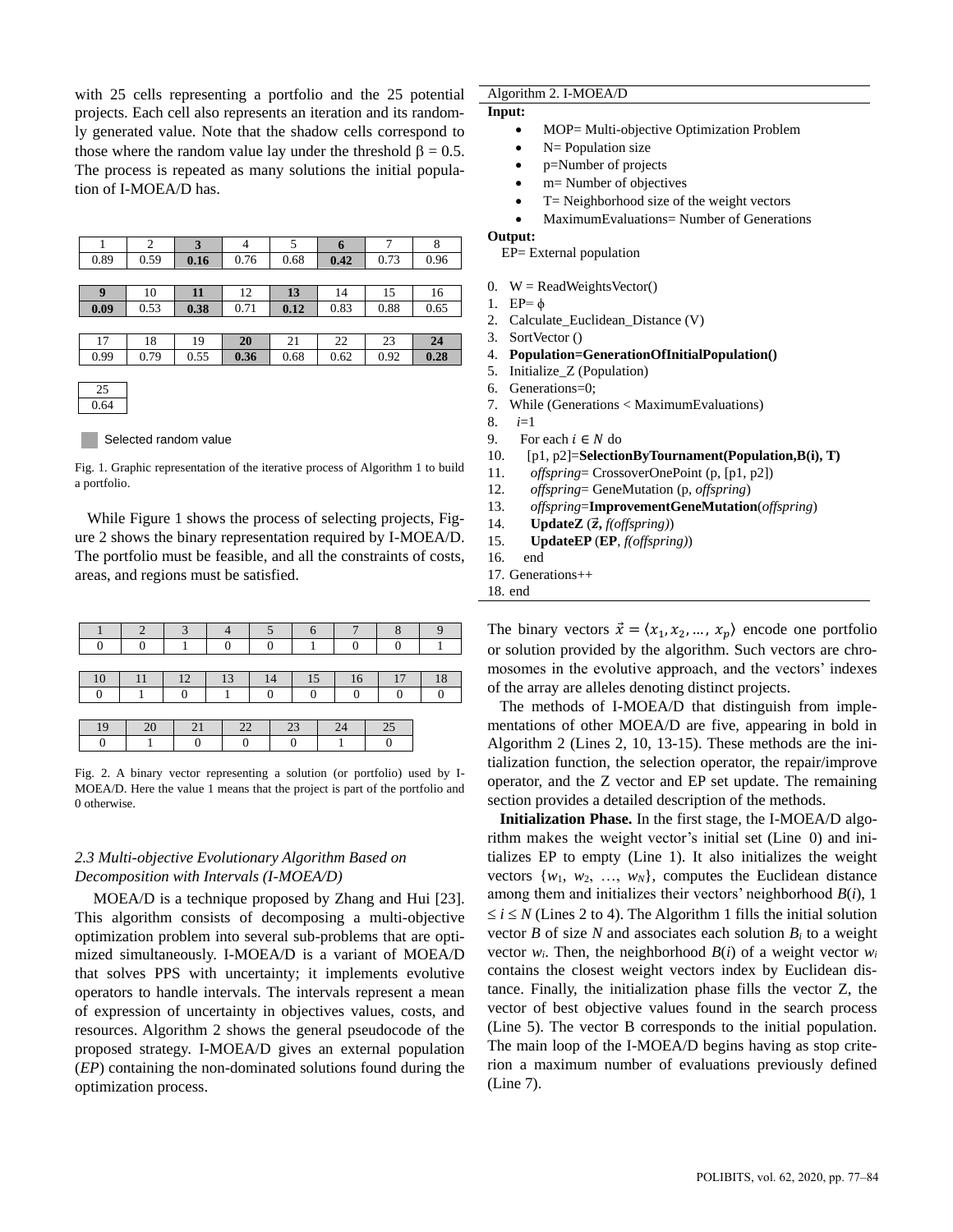with 25 cells representing a portfolio and the 25 potential projects. Each cell also represents an iteration and its randomly generated value. Note that the shadow cells correspond to those where the random value lay under the threshold β = 0.5. The process is repeated as many solutions the initial population of I-MOEA/D has.

| 1 | 2 | **3** | 4 | 5 | **6** | 7 | 8 |
|---|---|---|---|---|---|---|---|
| 0.89 | 0.59 | **0.16** | 0.76 | 0.68 | **0.42** | 0.73 | 0.96 |

| **9** | 10 | **11** | 12 | **13** | 14 | 15 | 16 |
|---|---|---|---|---|---|---|---|
| **0.09** | 0.53 | **0.38** | 0.71 | **0.12** | 0.83 | 0.88 | 0.65 |

| 17 | 18 | 19 | **20** | 21 | 22 | 23 | **24** |
|---|---|---|---|---|---|---|---|
| 0.99 | 0.79 | 0.55 | **0.36** | 0.68 | 0.62 | 0.92 | **0.28** |

| 25 |
|---|
| 0.64 |

Selected random value

Fig. 1. Graphic representation of the iterative process of Algorithm 1 to build a portfolio.

While Figure 1 shows the process of selecting projects, Figure 2 shows the binary representation required by I-MOEA/D. The portfolio must be feasible, and all the constraints of costs, areas, and regions must be satisfied.

| 1 | 2 | 3 | 4 | 5 | 6 | 7 | 8 | 9 |
|---|---|---|---|---|---|---|---|---|
| 0 | 0 | 1 | 0 | 0 | 1 | 0 | 0 | 1 |

| 10 | 11 | 12 | 13 | 14 | 15 | 16 | 17 | 18 |
|---|---|---|---|---|---|---|---|---|
| 0 | 1 | 0 | 1 | 0 | 0 | 0 | 0 | 0 |

| 19 | 20 | 21 | 22 | 23 | 24 | 25 |
|---|---|---|---|---|---|---|
| 0 | 1 | 0 | 0 | 0 | 1 | 0 |

Fig. 2. A binary vector representing a solution (or portfolio) used by I-MOEA/D. Here the value 1 means that the project is part of the portfolio and 0 otherwise.

### *2.3 Multi-objective Evolutionary Algorithm Based on Decomposition with Intervals (I-MOEA/D)*

MOEA/D is a technique proposed by Zhang and Hui [23]. This algorithm consists of decomposing a multi-objective optimization problem into several sub-problems that are optimized simultaneously. I-MOEA/D is a variant of MOEA/D that solves PPS with uncertainty; it implements evolutive operators to handle intervals. The intervals represent a mean of expression of uncertainty in objectives values, costs, and resources. Algorithm 2 shows the general pseudocode of the proposed strategy. I-MOEA/D gives an external population (*EP*) containing the non-dominated solutions found during the optimization process.

Algorithm 2. I-MOEA/D

**Input:**

- MOP= Multi-objective Optimization Problem
- N= Population size
- p=Number of projects
- m= Number of objectives
- T= Neighborhood size of the weight vectors
- MaximumEvaluations= Number of Generations

**Output:**

EP= External population

0. W = ReadWeightsVector()
1. EP= ϕ
2. Calculate_Euclidean_Distance (V)
3. SortVector ()
4. **Population=GenerationOfInitialPopulation()**
5. Initialize_Z (Population)
6. Generations=0;
7. While (Generations < MaximumEvaluations)
8. &nbsp;&nbsp;*i*=1
9. &nbsp;&nbsp;For each $i \in N$ do
10. &nbsp;&nbsp;&nbsp;&nbsp;[p1, p2]=**SelectionByTournament(Population,B(i), T)**
11. &nbsp;&nbsp;&nbsp;&nbsp;*offspring*= CrossoverOnePoint (p, [p1, p2])
12. &nbsp;&nbsp;&nbsp;&nbsp;*offspring*= GeneMutation (p, *offspring*)
13. &nbsp;&nbsp;&nbsp;&nbsp;*offspring*=**ImprovementGeneMutation**(*offspring*)
14. &nbsp;&nbsp;&nbsp;&nbsp;**UpdateZ** (**$\vec{z}$,** *f(offspring)*)
15. &nbsp;&nbsp;&nbsp;&nbsp;**UpdateEP** (**EP**, *f(offspring)*)
16. &nbsp;&nbsp;end
17. Generations++
18. end

The binary vectors $\vec{x} = \langle x_1, x_2, \ldots, x_p \rangle$ encode one portfolio or solution provided by the algorithm. Such vectors are chromosomes in the evolutive approach, and the vectors' indexes of the array are alleles denoting distinct projects.

The methods of I-MOEA/D that distinguish from implementations of other MOEA/D are five, appearing in bold in Algorithm 2 (Lines 2, 10, 13-15). These methods are the initialization function, the selection operator, the repair/improve operator, and the Z vector and EP set update. The remaining section provides a detailed description of the methods.

**Initialization Phase.** In the first stage, the I-MOEA/D algorithm makes the weight vector's initial set (Line 0) and initializes EP to empty (Line 1). It also initializes the weight vectors $\{w_1, w_2, \ldots, w_N\}$, computes the Euclidean distance among them and initializes their vectors' neighborhood $B(i)$, $1 \leq i \leq N$ (Lines 2 to 4). The Algorithm 1 fills the initial solution vector $B$ of size $N$ and associates each solution $B_i$ to a weight vector $w_i$. Then, the neighborhood $B(i)$ of a weight vector $w_i$ contains the closest weight vectors index by Euclidean distance. Finally, the initialization phase fills the vector Z, the vector of best objective values found in the search process (Line 5). The vector B corresponds to the initial population. The main loop of the I-MOEA/D begins having as stop criterion a maximum number of evaluations previously defined (Line 7).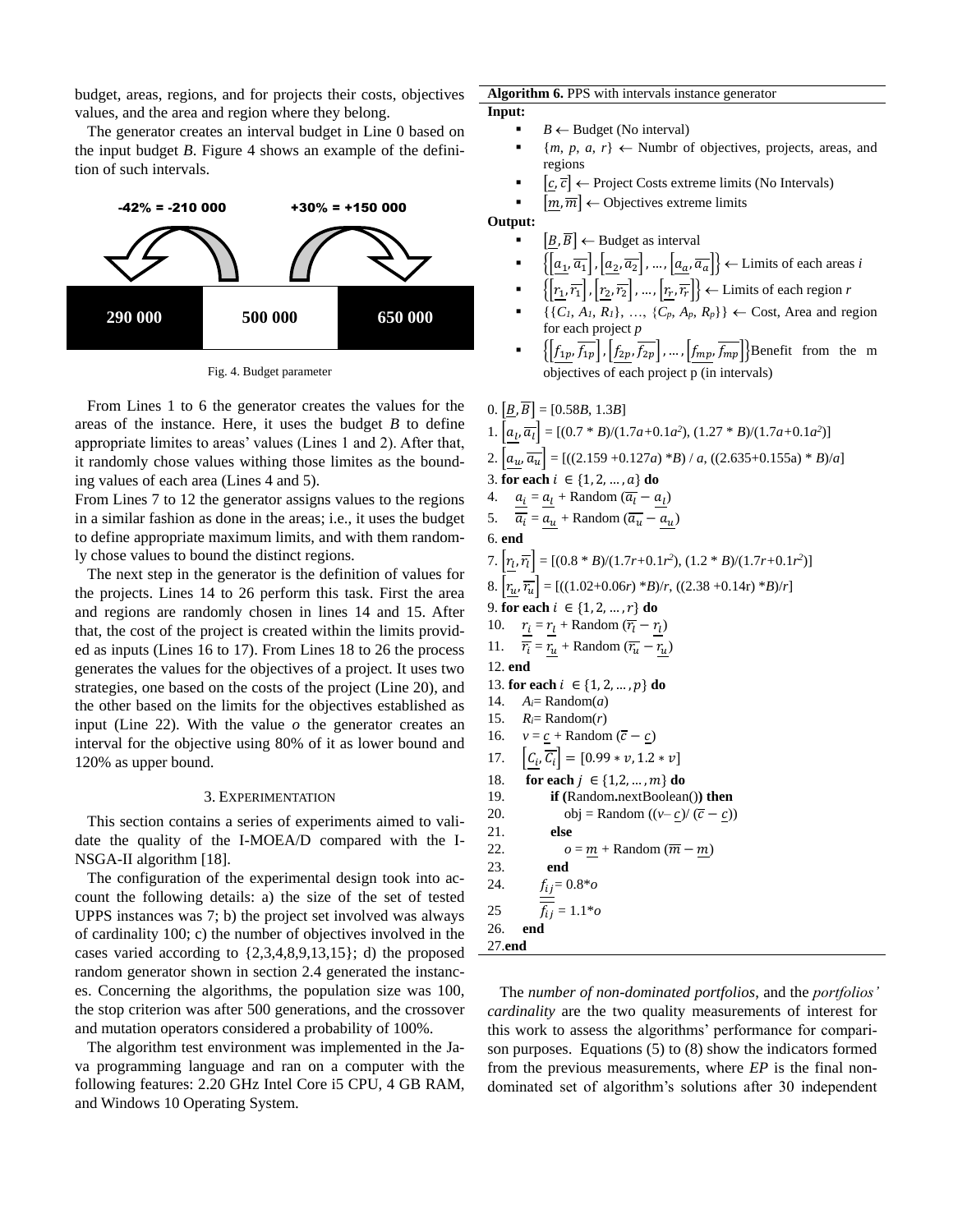budget, areas, regions, and for projects their costs, objectives values, and the area and region where they belong.

The generator creates an interval budget in Line 0 based on the input budget *B*. Figure 4 shows an example of the definition of such intervals.

-42% = -210 000 &nbsp;&nbsp;&nbsp; +30% = +150 000

| 290 000 | 500 000 | 650 000 |
|---|---|---|

Fig. 4. Budget parameter

From Lines 1 to 6 the generator creates the values for the areas of the instance. Here, it uses the budget *B* to define appropriate limites to areas' values (Lines 1 and 2). After that, it randomly chose values withing those limites as the bounding values of each area (Lines 4 and 5).

From Lines 7 to 12 the generator assigns values to the regions in a similar fashion as done in the areas; i.e., it uses the budget to define appropriate maximum limits, and with them randomly chose values to bound the distinct regions.

The next step in the generator is the definition of values for the projects. Lines 14 to 26 perform this task. First the area and regions are randomly chosen in lines 14 and 15. After that, the cost of the project is created within the limits provided as inputs (Lines 16 to 17). From Lines 18 to 26 the process generates the values for the objectives of a project. It uses two strategies, one based on the costs of the project (Line 20), and the other based on the limits for the objectives established as input (Line 22). With the value *o* the generator creates an interval for the objective using 80% of it as lower bound and 120% as upper bound.

## 3. Experimentation

This section contains a series of experiments aimed to validate the quality of the I-MOEA/D compared with the I-NSGA-II algorithm [18].

The configuration of the experimental design took into account the following details: a) the size of the set of tested UPPS instances was 7; b) the project set involved was always of cardinality 100; c) the number of objectives involved in the cases varied according to {2,3,4,8,9,13,15}; d) the proposed random generator shown in section 2.4 generated the instances. Concerning the algorithms, the population size was 100, the stop criterion was after 500 generations, and the crossover and mutation operators considered a probability of 100%.

The algorithm test environment was implemented in the Java programming language and ran on a computer with the following features: 2.20 GHz Intel Core i5 CPU, 4 GB RAM, and Windows 10 Operating System.

**Algorithm 6.** PPS with intervals instance generator

**Input:**

- $B \leftarrow$ Budget (No interval)
- $\{m, p, a, r\} \leftarrow$ Numbr of objectives, projects, areas, and regions
- $[\underline{c}, \overline{c}] \leftarrow$ Project Costs extreme limits (No Intervals)
- $[\underline{m}, \overline{m}] \leftarrow$ Objectives extreme limits

**Output:**

- $[\underline{B}, \overline{B}] \leftarrow$ Budget as interval
- $\{[\underline{a_1}, \overline{a_1}], [\underline{a_2}, \overline{a_2}], \dots, [\underline{a_a}, \overline{a_a}]\} \leftarrow$ Limits of each areas $i$
- $\{[\underline{r_1}, \overline{r_1}], [\underline{r_2}, \overline{r_2}], \dots, [\underline{r_r}, \overline{r_r}]\} \leftarrow$ Limits of each region $r$
- $\{\{C_1, A_1, R_1\}, \dots, \{C_p, A_p, R_p\}\} \leftarrow$ Cost, Area and region for each project $p$
- $\{[\underline{f_{1p}}, \overline{f_{1p}}], [\underline{f_{2p}}, \overline{f_{2p}}], \dots, [\underline{f_{mp}}, \overline{f_{mp}}]\}$ Benefit from the m objectives of each project p (in intervals)

0. $[\underline{B}, \overline{B}] = [0.58B, 1.3B]$
1. $[\underline{a_l}, \overline{a_l}] = [(0.7 * B)/(1.7a+0.1a^2), (1.27 * B)/(1.7a+0.1a^2)]$
2. $[\underline{a_u}, \overline{a_u}] = [((2.159 + 0.127a) * B) / a, ((2.635+0.155a) * B)/a]$
3. **for each** $i \in \{1, 2, \dots, a\}$ **do**
4. &nbsp;&nbsp;&nbsp; $\underline{a_i} = \underline{a_l} + \text{Random}(\overline{a_l} - \underline{a_l})$
5. &nbsp;&nbsp;&nbsp; $\overline{a_i} = \underline{a_u} + \text{Random}(\overline{a_u} - \underline{a_u})$
6. **end**
7. $[\underline{r_l}, \overline{r_l}] = [(0.8 * B)/(1.7r+0.1r^2), (1.2 * B)/(1.7r+0.1r^2)]$
8. $[\underline{r_u}, \overline{r_u}] = [((1.02+0.06r) * B)/r, ((2.38 + 0.14r) * B)/r]$
9. **for each** $i \in \{1, 2, \dots, r\}$ **do**
10. &nbsp;&nbsp;&nbsp; $\underline{r_i} = \underline{r_l} + \text{Random}(\overline{r_l} - \underline{r_l})$
11. &nbsp;&nbsp;&nbsp; $\overline{r_i} = \underline{r_u} + \text{Random}(\overline{r_u} - \underline{r_u})$
12. **end**
13. **for each** $i \in \{1, 2, \dots, p\}$ **do**
14. &nbsp;&nbsp;&nbsp; $A_i = \text{Random}(a)$
15. &nbsp;&nbsp;&nbsp; $R_i = \text{Random}(r)$
16. &nbsp;&nbsp;&nbsp; $v = \underline{c} + \text{Random}(\overline{c} - \underline{c})$
17. &nbsp;&nbsp;&nbsp; $[\underline{C_i}, \overline{C_i}] = [0.99 * v, 1.2 * v]$
18. &nbsp;&nbsp;&nbsp; **for each** $j \in \{1, 2, \dots, m\}$ **do**
19. &nbsp;&nbsp;&nbsp;&nbsp;&nbsp;&nbsp; **if (**Random**.**nextBoolean()**) then**
20. &nbsp;&nbsp;&nbsp;&nbsp;&nbsp;&nbsp;&nbsp;&nbsp;&nbsp; obj = Random $((v - \underline{c}) / (\overline{c} - \underline{c}))$
21. &nbsp;&nbsp;&nbsp;&nbsp;&nbsp;&nbsp; **else**
22. &nbsp;&nbsp;&nbsp;&nbsp;&nbsp;&nbsp;&nbsp;&nbsp;&nbsp; $o = \underline{m} + \text{Random}(\overline{m} - \underline{m})$
23. &nbsp;&nbsp;&nbsp;&nbsp;&nbsp;&nbsp; **end**
24. &nbsp;&nbsp;&nbsp;&nbsp;&nbsp;&nbsp; $\underline{f_{ij}} = 0.8 * o$
25. &nbsp;&nbsp;&nbsp;&nbsp;&nbsp;&nbsp; $\overline{f_{ij}} = 1.1 * o$
26. &nbsp;&nbsp;&nbsp; **end**
27. **end**

The *number of non-dominated portfolios*, and the *portfolios' cardinality* are the two quality measurements of interest for this work to assess the algorithms' performance for comparison purposes. Equations (5) to (8) show the indicators formed from the previous measurements, where *EP* is the final non-dominated set of algorithm's solutions after 30 independent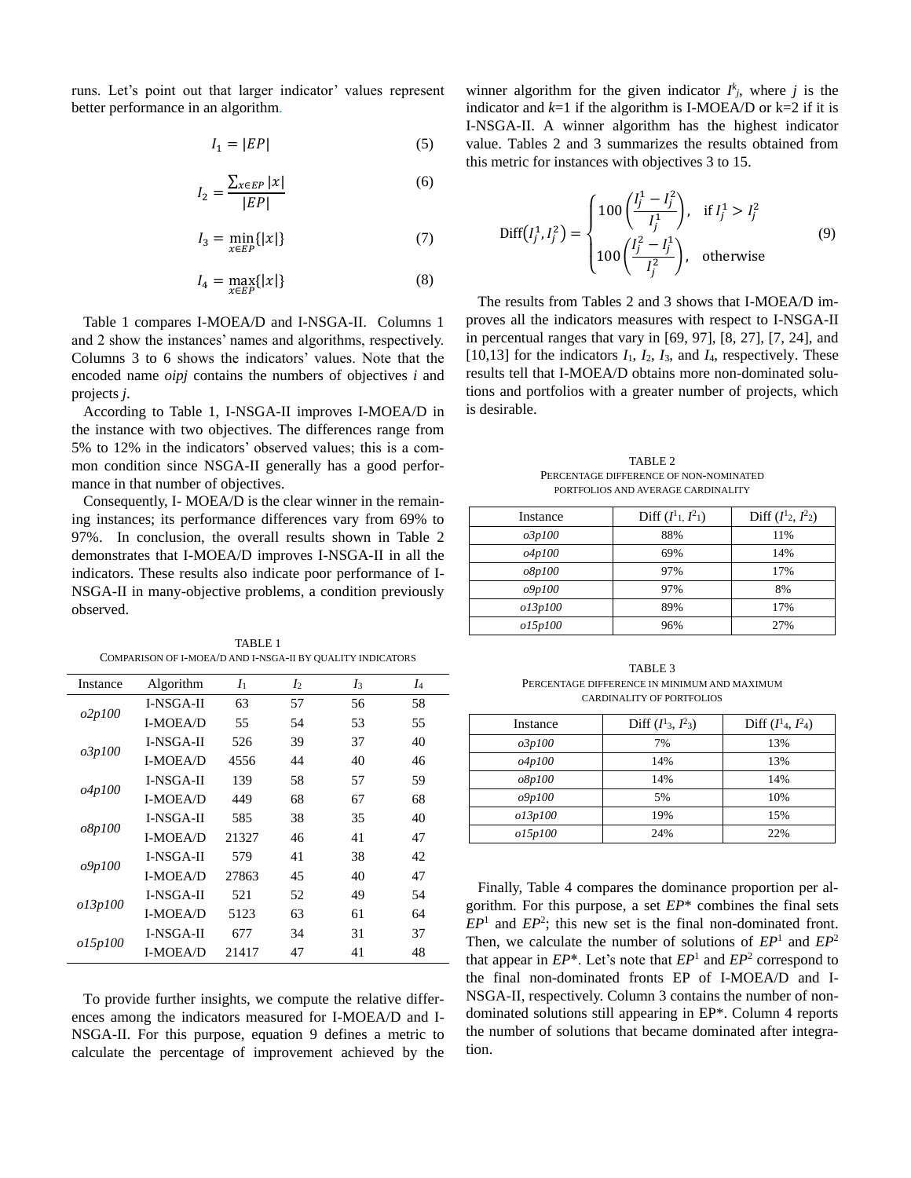runs. Let's point out that larger indicator' values represent better performance in an algorithm.

$$I_1 = |EP| \tag{5}$$

$$I_2 = \frac{\sum_{x \in EP} |x|}{|EP|} \tag{6}$$

$$I_3 = \min_{x \in EP}\{|x|\} \tag{7}$$

$$I_4 = \max_{x \in EP}\{|x|\} \tag{8}$$

Table 1 compares I-MOEA/D and I-NSGA-II. Columns 1 and 2 show the instances' names and algorithms, respectively. Columns 3 to 6 shows the indicators' values. Note that the encoded name *oipj* contains the numbers of objectives *i* and projects *j*.

According to Table 1, I-NSGA-II improves I-MOEA/D in the instance with two objectives. The differences range from 5% to 12% in the indicators' observed values; this is a common condition since NSGA-II generally has a good performance in that number of objectives.

Consequently, I- MOEA/D is the clear winner in the remaining instances; its performance differences vary from 69% to 97%. In conclusion, the overall results shown in Table 2 demonstrates that I-MOEA/D improves I-NSGA-II in all the indicators. These results also indicate poor performance of I-NSGA-II in many-objective problems, a condition previously observed.

TABLE 1
COMPARISON OF I-MOEA/D AND I-NSGA-II BY QUALITY INDICATORS

| Instance | Algorithm | $I_1$ | $I_2$ | $I_3$ | $I_4$ |
|---|---|---|---|---|---|
| *o2p100* | I-NSGA-II | 63 | 57 | 56 | 58 |
| | I-MOEA/D | 55 | 54 | 53 | 55 |
| *o3p100* | I-NSGA-II | 526 | 39 | 37 | 40 |
| | I-MOEA/D | 4556 | 44 | 40 | 46 |
| *o4p100* | I-NSGA-II | 139 | 58 | 57 | 59 |
| | I-MOEA/D | 449 | 68 | 67 | 68 |
| *o8p100* | I-NSGA-II | 585 | 38 | 35 | 40 |
| | I-MOEA/D | 21327 | 46 | 41 | 47 |
| *o9p100* | I-NSGA-II | 579 | 41 | 38 | 42 |
| | I-MOEA/D | 27863 | 45 | 40 | 47 |
| *o13p100* | I-NSGA-II | 521 | 52 | 49 | 54 |
| | I-MOEA/D | 5123 | 63 | 61 | 64 |
| *o15p100* | I-NSGA-II | 677 | 34 | 31 | 37 |
| | I-MOEA/D | 21417 | 47 | 41 | 48 |

To provide further insights, we compute the relative differences among the indicators measured for I-MOEA/D and I-NSGA-II. For this purpose, equation 9 defines a metric to calculate the percentage of improvement achieved by the winner algorithm for the given indicator $I^k_j$, where *j* is the indicator and *k*=1 if the algorithm is I-MOEA/D or k=2 if it is I-NSGA-II. A winner algorithm has the highest indicator value. Tables 2 and 3 summarizes the results obtained from this metric for instances with objectives 3 to 15.

$$\text{Diff}\left(I_j^1, I_j^2\right) = \begin{cases} 100\left(\dfrac{I_j^1 - I_j^2}{I_j^1}\right), & \text{if } I_j^1 > I_j^2 \\ 100\left(\dfrac{I_j^2 - I_j^1}{I_j^2}\right), & \text{otherwise} \end{cases} \tag{9}$$

The results from Tables 2 and 3 shows that I-MOEA/D improves all the indicators measures with respect to I-NSGA-II in percentual ranges that vary in [69, 97], [8, 27], [7, 24], and [10,13] for the indicators $I_1$, $I_2$, $I_3$, and $I_4$, respectively. These results tell that I-MOEA/D obtains more non-dominated solutions and portfolios with a greater number of projects, which is desirable.

TABLE 2
PERCENTAGE DIFFERENCE OF NON-NOMINATED PORTFOLIOS AND AVERAGE CARDINALITY

| Instance | Diff ($I^1_1$, $I^2_1$) | Diff ($I^1_2$, $I^2_2$) |
|---|---|---|
| *o3p100* | 88% | 11% |
| *o4p100* | 69% | 14% |
| *o8p100* | 97% | 17% |
| *o9p100* | 97% | 8% |
| *o13p100* | 89% | 17% |
| *o15p100* | 96% | 27% |

TABLE 3
PERCENTAGE DIFFERENCE IN MINIMUM AND MAXIMUM CARDINALITY OF PORTFOLIOS

| Instance | Diff ($I^1_3$, $I^2_3$) | Diff ($I^1_4$, $I^2_4$) |
|---|---|---|
| *o3p100* | 7% | 13% |
| *o4p100* | 14% | 13% |
| *o8p100* | 14% | 14% |
| *o9p100* | 5% | 10% |
| *o13p100* | 19% | 15% |
| *o15p100* | 24% | 22% |

Finally, Table 4 compares the dominance proportion per algorithm. For this purpose, a set *EP*\* combines the final sets $EP^1$ and $EP^2$; this new set is the final non-dominated front. Then, we calculate the number of solutions of $EP^1$ and $EP^2$ that appear in *EP*\*. Let's note that $EP^1$ and $EP^2$ correspond to the final non-dominated fronts EP of I-MOEA/D and I-NSGA-II, respectively. Column 3 contains the number of non-dominated solutions still appearing in EP\*. Column 4 reports the number of solutions that became dominated after integration.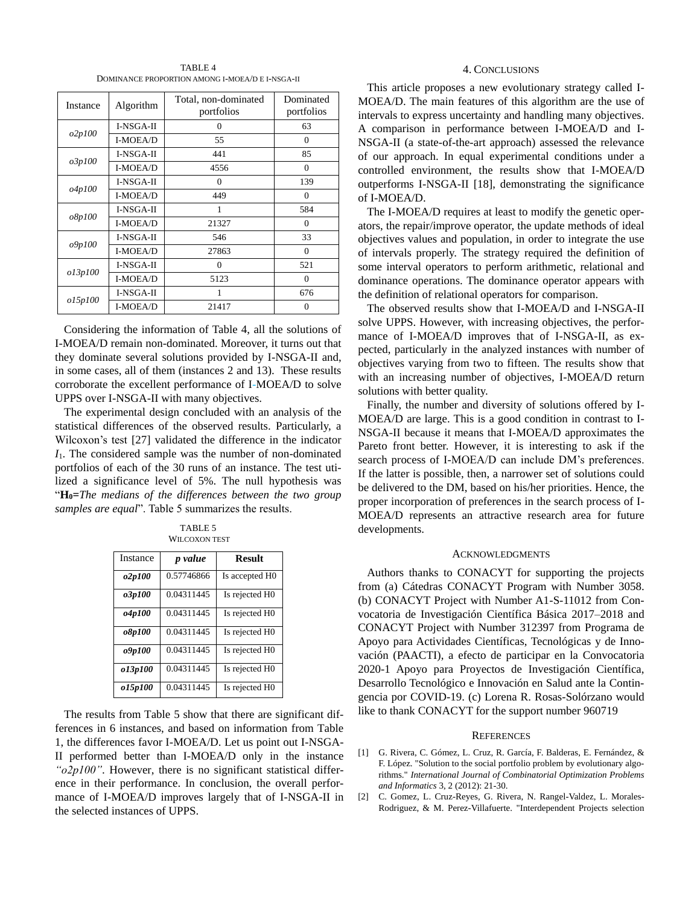TABLE 4
DOMINANCE PROPORTION AMONG I-MOEA/D E I-NSGA-II

| Instance | Algorithm | Total, non-dominated portfolios | Dominated portfolios |
|---|---|---|---|
| *o2p100* | I-NSGA-II | 0 | 63 |
| | I-MOEA/D | 55 | 0 |
| *o3p100* | I-NSGA-II | 441 | 85 |
| | I-MOEA/D | 4556 | 0 |
| *o4p100* | I-NSGA-II | 0 | 139 |
| | I-MOEA/D | 449 | 0 |
| *o8p100* | I-NSGA-II | 1 | 584 |
| | I-MOEA/D | 21327 | 0 |
| *o9p100* | I-NSGA-II | 546 | 33 |
| | I-MOEA/D | 27863 | 0 |
| *o13p100* | I-NSGA-II | 0 | 521 |
| | I-MOEA/D | 5123 | 0 |
| *o15p100* | I-NSGA-II | 1 | 676 |
| | I-MOEA/D | 21417 | 0 |

Considering the information of Table 4, all the solutions of I-MOEA/D remain non-dominated. Moreover, it turns out that they dominate several solutions provided by I-NSGA-II and, in some cases, all of them (instances 2 and 13). These results corroborate the excellent performance of I-MOEA/D to solve UPPS over I-NSGA-II with many objectives.

The experimental design concluded with an analysis of the statistical differences of the observed results. Particularly, a Wilcoxon's test [27] validated the difference in the indicator $I_1$. The considered sample was the number of non-dominated portfolios of each of the 30 runs of an instance. The test utilized a significance level of 5%. The null hypothesis was "**$H_0$=***The medians of the differences between the two group samples are equal*". Table 5 summarizes the results.

TABLE 5
WILCOXON TEST

| Instance | *p value* | **Result** |
|---|---|---|
| ***o2p100*** | 0.57746866 | Is accepted H0 |
| ***o3p100*** | 0.04311445 | Is rejected H0 |
| ***o4p100*** | 0.04311445 | Is rejected H0 |
| ***o8p100*** | 0.04311445 | Is rejected H0 |
| ***o9p100*** | 0.04311445 | Is rejected H0 |
| ***o13p100*** | 0.04311445 | Is rejected H0 |
| ***o15p100*** | 0.04311445 | Is rejected H0 |

The results from Table 5 show that there are significant differences in 6 instances, and based on information from Table 1, the differences favor I-MOEA/D. Let us point out I-NSGA-II performed better than I-MOEA/D only in the instance *"o2p100"*. However, there is no significant statistical difference in their performance. In conclusion, the overall performance of I-MOEA/D improves largely that of I-NSGA-II in the selected instances of UPPS.

## 4. CONCLUSIONS

This article proposes a new evolutionary strategy called I-MOEA/D. The main features of this algorithm are the use of intervals to express uncertainty and handling many objectives. A comparison in performance between I-MOEA/D and I-NSGA-II (a state-of-the-art approach) assessed the relevance of our approach. In equal experimental conditions under a controlled environment, the results show that I-MOEA/D outperforms I-NSGA-II [18], demonstrating the significance of I-MOEA/D.

The I-MOEA/D requires at least to modify the genetic operators, the repair/improve operator, the update methods of ideal objectives values and population, in order to integrate the use of intervals properly. The strategy required the definition of some interval operators to perform arithmetic, relational and dominance operations. The dominance operator appears with the definition of relational operators for comparison.

The observed results show that I-MOEA/D and I-NSGA-II solve UPPS. However, with increasing objectives, the performance of I-MOEA/D improves that of I-NSGA-II, as expected, particularly in the analyzed instances with number of objectives varying from two to fifteen. The results show that with an increasing number of objectives, I-MOEA/D return solutions with better quality.

Finally, the number and diversity of solutions offered by I-MOEA/D are large. This is a good condition in contrast to I-NSGA-II because it means that I-MOEA/D approximates the Pareto front better. However, it is interesting to ask if the search process of I-MOEA/D can include DM's preferences. If the latter is possible, then, a narrower set of solutions could be delivered to the DM, based on his/her priorities. Hence, the proper incorporation of preferences in the search process of I-MOEA/D represents an attractive research area for future developments.

## ACKNOWLEDGMENTS

Authors thanks to CONACYT for supporting the projects from (a) Cátedras CONACYT Program with Number 3058. (b) CONACYT Project with Number A1-S-11012 from Convocatoria de Investigación Científica Básica 2017–2018 and CONACYT Project with Number 312397 from Programa de Apoyo para Actividades Científicas, Tecnológicas y de Innovación (PAACTI), a efecto de participar en la Convocatoria 2020-1 Apoyo para Proyectos de Investigación Científica, Desarrollo Tecnológico e Innovación en Salud ante la Contingencia por COVID-19. (c) Lorena R. Rosas-Solórzano would like to thank CONACYT for the support number 960719

## REFERENCES

[1] G. Rivera, C. Gómez, L. Cruz, R. García, F. Balderas, E. Fernández, & F. López. "Solution to the social portfolio problem by evolutionary algorithms." *International Journal of Combinatorial Optimization Problems and Informatics* 3, 2 (2012): 21-30.

[2] C. Gomez, L. Cruz-Reyes, G. Rivera, N. Rangel-Valdez, L. Morales-Rodriguez, & M. Perez-Villafuerte. "Interdependent Projects selection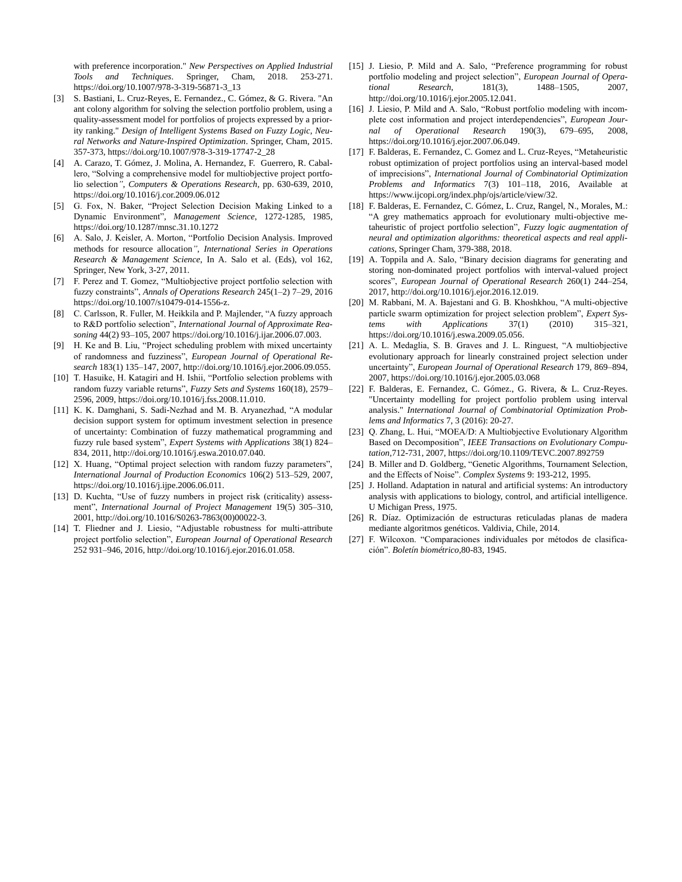with preference incorporation." *New Perspectives on Applied Industrial Tools and Techniques*. Springer, Cham, 2018. 253-271. https://doi.org/10.1007/978-3-319-56871-3_13

[3] S. Bastiani, L. Cruz-Reyes, E. Fernandez., C. Gómez, & G. Rivera. "An ant colony algorithm for solving the selection portfolio problem, using a quality-assessment model for portfolios of projects expressed by a priority ranking." *Design of Intelligent Systems Based on Fuzzy Logic, Neural Networks and Nature-Inspired Optimization*. Springer, Cham, 2015. 357-373, https://doi.org/10.1007/978-3-319-17747-2_28

[4] A. Carazo, T. Gómez, J. Molina, A. Hernandez, F. Guerrero, R. Caballero, "Solving a comprehensive model for multiobjective project portfolio selection*", Computers & Operations Research*, pp. 630-639, 2010, https://doi.org/10.1016/j.cor.2009.06.012

[5] G. Fox, N. Baker, "Project Selection Decision Making Linked to a Dynamic Environment", *Management Science*, 1272-1285, 1985, https://doi.org/10.1287/mnsc.31.10.1272

[6] A. Salo, J. Keisler, A. Morton, "Portfolio Decision Analysis. Improved methods for resource allocation*", International Series in Operations Research & Management Science*, In A. Salo et al. (Eds), vol 162, Springer, New York, 3-27, 2011.

[7] F. Perez and T. Gomez, "Multiobjective project portfolio selection with fuzzy constraints", *Annals of Operations Research* 245(1–2) 7–29, 2016 https://doi.org/10.1007/s10479-014-1556-z.

[8] C. Carlsson, R. Fuller, M. Heikkila and P. Majlender, "A fuzzy approach to R&D portfolio selection", *International Journal of Approximate Reasoning* 44(2) 93–105, 2007 https://doi.org/10.1016/j.ijar.2006.07.003.

[9] H. Ke and B. Liu, "Project scheduling problem with mixed uncertainty of randomness and fuzziness", *European Journal of Operational Research* 183(1) 135–147, 2007, http://doi.org/10.1016/j.ejor.2006.09.055.

[10] T. Hasuike, H. Katagiri and H. Ishii, "Portfolio selection problems with random fuzzy variable returns", *Fuzzy Sets and Systems* 160(18), 2579–2596, 2009, https://doi.org/10.1016/j.fss.2008.11.010.

[11] K. K. Damghani, S. Sadi-Nezhad and M. B. Aryanezhad, "A modular decision support system for optimum investment selection in presence of uncertainty: Combination of fuzzy mathematical programming and fuzzy rule based system", *Expert Systems with Applications* 38(1) 824–834, 2011, http://doi.org/10.1016/j.eswa.2010.07.040.

[12] X. Huang, "Optimal project selection with random fuzzy parameters", *International Journal of Production Economics* 106(2) 513–529, 2007, https://doi.org/10.1016/j.ijpe.2006.06.011.

[13] D. Kuchta, "Use of fuzzy numbers in project risk (criticality) assessment", *International Journal of Project Management* 19(5) 305–310, 2001, http://doi.org/10.1016/S0263-7863(00)00022-3.

[14] T. Fliedner and J. Liesio, "Adjustable robustness for multi-attribute project portfolio selection", *European Journal of Operational Research* 252 931–946, 2016, http://doi.org/10.1016/j.ejor.2016.01.058.

[15] J. Liesio, P. Mild and A. Salo, "Preference programming for robust portfolio modeling and project selection", *European Journal of Operational Research*, 181(3), 1488–1505, 2007, http://doi.org/10.1016/j.ejor.2005.12.041.

[16] J. Liesio, P. Mild and A. Salo, "Robust portfolio modeling with incomplete cost information and project interdependencies", *European Journal of Operational Research* 190(3), 679–695, 2008, https://doi.org/10.1016/j.ejor.2007.06.049.

[17] F. Balderas, E. Fernandez, C. Gomez and L. Cruz-Reyes, "Metaheuristic robust optimization of project portfolios using an interval-based model of imprecisions", *International Journal of Combinatorial Optimization Problems and Informatics* 7(3) 101–118, 2016, Available at https://www.ijcopi.org/index.php/ojs/article/view/32.

[18] F. Balderas, E. Fernandez, C. Gómez, L. Cruz, Rangel, N., Morales, M.: "A grey mathematics approach for evolutionary multi-objective metaheuristic of project portfolio selection", *Fuzzy logic augmentation of neural and optimization algorithms: theoretical aspects and real applications*, Springer Cham, 379-388, 2018.

[19] A. Toppila and A. Salo, "Binary decision diagrams for generating and storing non-dominated project portfolios with interval-valued project scores", *European Journal of Operational Research* 260(1) 244–254, 2017, http://doi.org/10.1016/j.ejor.2016.12.019.

[20] M. Rabbani, M. A. Bajestani and G. B. Khoshkhou, "A multi-objective particle swarm optimization for project selection problem", *Expert Systems with Applications* 37(1) (2010) 315–321, https://doi.org/10.1016/j.eswa.2009.05.056.

[21] A. L. Medaglia, S. B. Graves and J. L. Ringuest, "A multiobjective evolutionary approach for linearly constrained project selection under uncertainty", *European Journal of Operational Research* 179, 869–894, 2007, https://doi.org/10.1016/j.ejor.2005.03.068

[22] F. Balderas, E. Fernandez, C. Gómez., G. Rivera, & L. Cruz-Reyes. "Uncertainty modelling for project portfolio problem using interval analysis." *International Journal of Combinatorial Optimization Problems and Informatics* 7, 3 (2016): 20-27.

[23] Q. Zhang, L. Hui, "MOEA/D: A Multiobjective Evolutionary Algorithm Based on Decomposition", *IEEE Transactions on Evolutionary Computation*,712-731, 2007, https://doi.org/10.1109/TEVC.2007.892759

[24] B. Miller and D. Goldberg, "Genetic Algorithms, Tournament Selection, and the Effects of Noise". *Complex Systems* 9: 193-212, 1995.

[25] J. Holland. Adaptation in natural and artificial systems: An introductory analysis with applications to biology, control, and artificial intelligence. U Michigan Press, 1975.

[26] R. Díaz. Optimización de estructuras reticuladas planas de madera mediante algoritmos genéticos. Valdivia, Chile, 2014.

[27] F. Wilcoxon. "Comparaciones individuales por métodos de clasificación". *Boletín biométrico*,80-83, 1945.